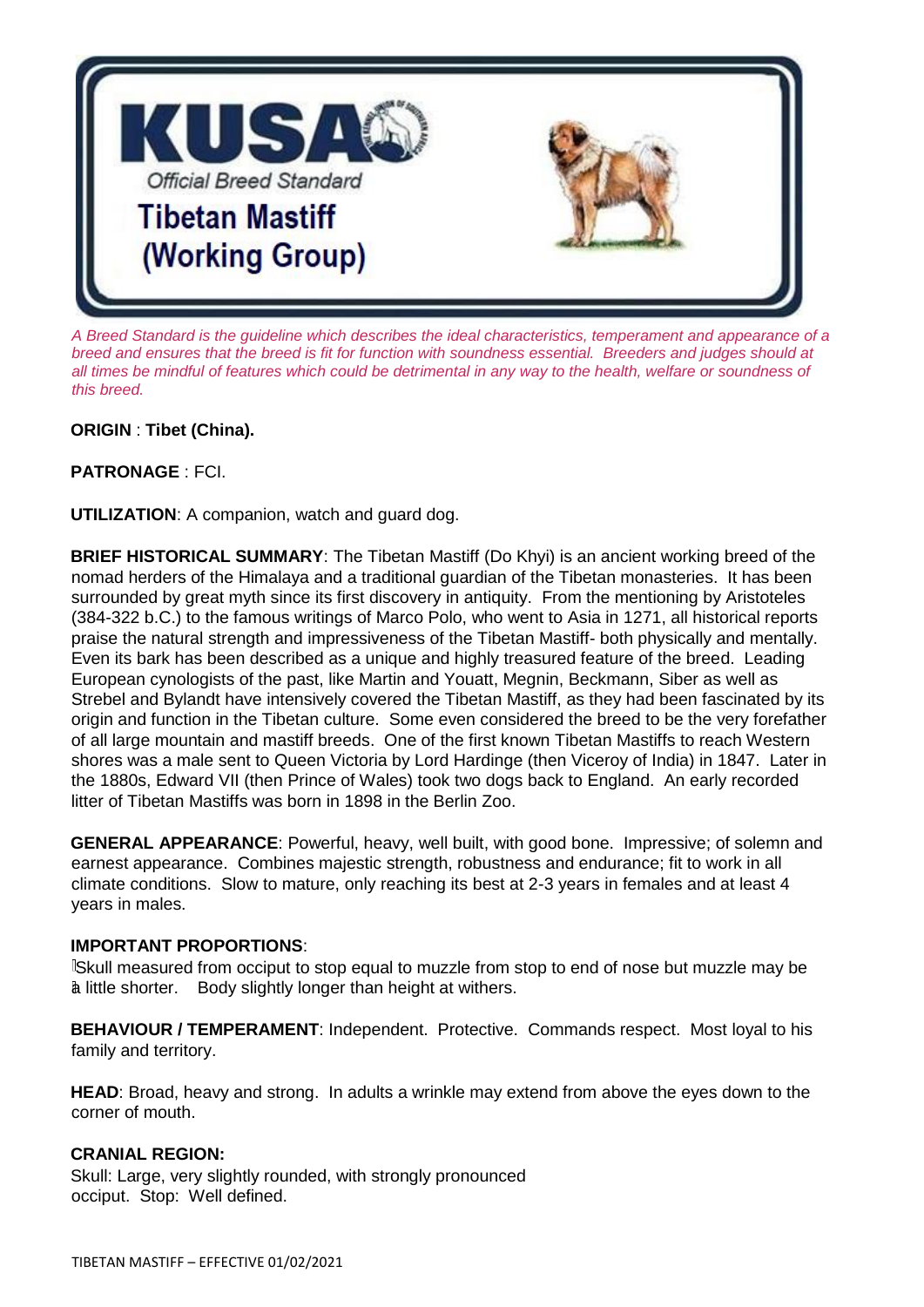# KUSA

*Official Breed Standard*

# Tibetan Mastiff (Working Group)

*A Breed Standard is the guideline which describes the ideal characteristics, temperament and appearance of a breed and ensures that the breed is fit for function with soundness essential. Breeders and judges should at all times be mindful of features which could be detrimental in any way to the health, welfare or soundness of this breed.*

**ORIGIN** : **Tibet (China).**

**PATRONAGE** : FCI.

**UTILIZATION**: A companion, watch and guard dog.

**BRIEF HISTORICAL SUMMARY**: The Tibetan Mastiff (Do Khyi) is an ancient working breed of the nomad herders of the Himalaya and a traditional guardian of the Tibetan monasteries. It has been surrounded by great myth since its first discovery in antiquity. From the mentioning by Aristoteles (384-322 b.C.) to the famous writings of Marco Polo, who went to Asia in 1271, all historical reports praise the natural strength and impressiveness of the Tibetan Mastiff- both physically and mentally. Even its bark has been described as a unique and highly treasured feature of the breed. Leading European cynologists of the past, like Martin and Youatt, Megnin, Beckmann, Siber as well as Strebel and Bylandt have intensively covered the Tibetan Mastiff, as they had been fascinated by its origin and function in the Tibetan culture. Some even considered the breed to be the very forefather of all large mountain and mastiff breeds. One of the first known Tibetan Mastiffs to reach Western shores was a male sent to Queen Victoria by Lord Hardinge (then Viceroy of India) in 1847. Later in the 1880s, Edward VII (then Prince of Wales) took two dogs back to England. An early recorded litter of Tibetan Mastiffs was born in 1898 in the Berlin Zoo.

**GENERAL APPEARANCE**: Powerful, heavy, well built, with good bone. Impressive; of solemn and earnest appearance. Combines majestic strength, robustness and endurance; fit to work in all climate conditions. Slow to mature, only reaching its best at 2-3 years in females and at least 4 years in males.

**IMPORTANT PROPORTIONS**:

Skull measured from occiput to stop equal to muzzle from stop to end of nose but muzzle may be a little shorter. Body slightly longer than height at withers.

**BEHAVIOUR / TEMPERAMENT**: Independent. Protective. Commands respect. Most loyal to his family and territory.

**HEAD**: Broad, heavy and strong. In adults a wrinkle may extend from above the eyes down to the corner of mouth.

**CRANIAL REGION:**

Skull: Large, very slightly rounded, with strongly pronounced occiput. Stop: Well defined.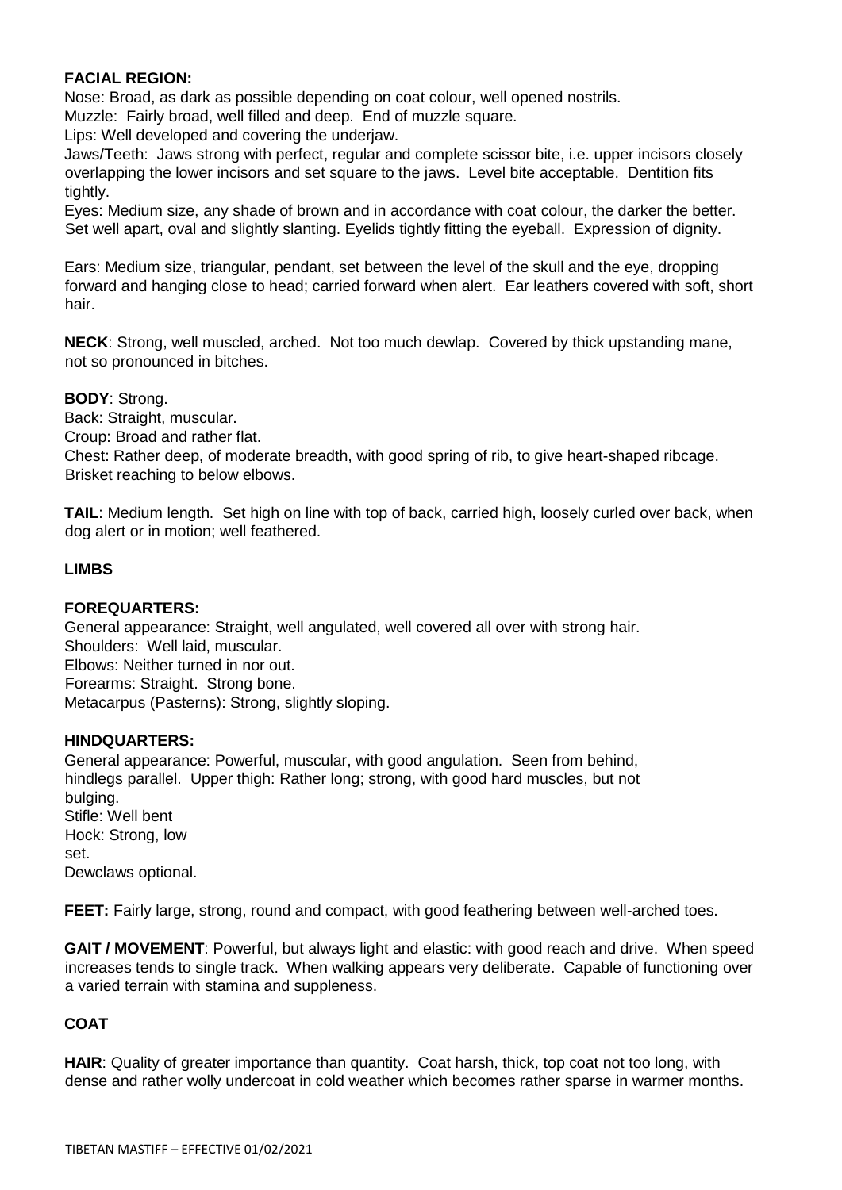**FACIAL REGION:**

Nose: Broad, as dark as possible depending on coat colour, well opened nostrils.

Muzzle: Fairly broad, well filled and deep. End of muzzle square.

Lips: Well developed and covering the underjaw.

Jaws/Teeth: Jaws strong with perfect, regular and complete scissor bite, i.e. upper incisors closely overlapping the lower incisors and set square to the jaws. Level bite acceptable. Dentition fits tightly.

Eyes: Medium size, any shade of brown and in accordance with coat colour, the darker the better. Set well apart, oval and slightly slanting. Eyelids tightly fitting the eyeball. Expression of dignity.

Ears: Medium size, triangular, pendant, set between the level of the skull and the eye, dropping forward and hanging close to head; carried forward when alert. Ear leathers covered with soft, short hair.

**NECK**: Strong, well muscled, arched. Not too much dewlap. Covered by thick upstanding mane, not so pronounced in bitches.

**BODY**: Strong.

Back: Straight, muscular.

Croup: Broad and rather flat.

Chest: Rather deep, of moderate breadth, with good spring of rib, to give heart-shaped ribcage. Brisket reaching to below elbows.

**TAIL**: Medium length. Set high on line with top of back, carried high, loosely curled over back, when dog alert or in motion; well feathered.

**LIMBS**

**FOREQUARTERS:**

General appearance: Straight, well angulated, well covered all over with strong hair.

Shoulders: Well laid, muscular.

Elbows: Neither turned in nor out.

Forearms: Straight. Strong bone.

Metacarpus (Pasterns): Strong, slightly sloping.

**HINDQUARTERS:**

General appearance: Powerful, muscular, with good angulation. Seen from behind, hindlegs parallel. Upper thigh: Rather long; strong, with good hard muscles, but not bulging.

Stifle: Well bent

Hock: Strong, low set.

Dewclaws optional.

**FEET:** Fairly large, strong, round and compact, with good feathering between well-arched toes.

**GAIT / MOVEMENT**: Powerful, but always light and elastic: with good reach and drive. When speed increases tends to single track. When walking appears very deliberate. Capable of functioning over a varied terrain with stamina and suppleness.

**COAT**

**HAIR**: Quality of greater importance than quantity. Coat harsh, thick, top coat not too long, with dense and rather wolly undercoat in cold weather which becomes rather sparse in warmer months.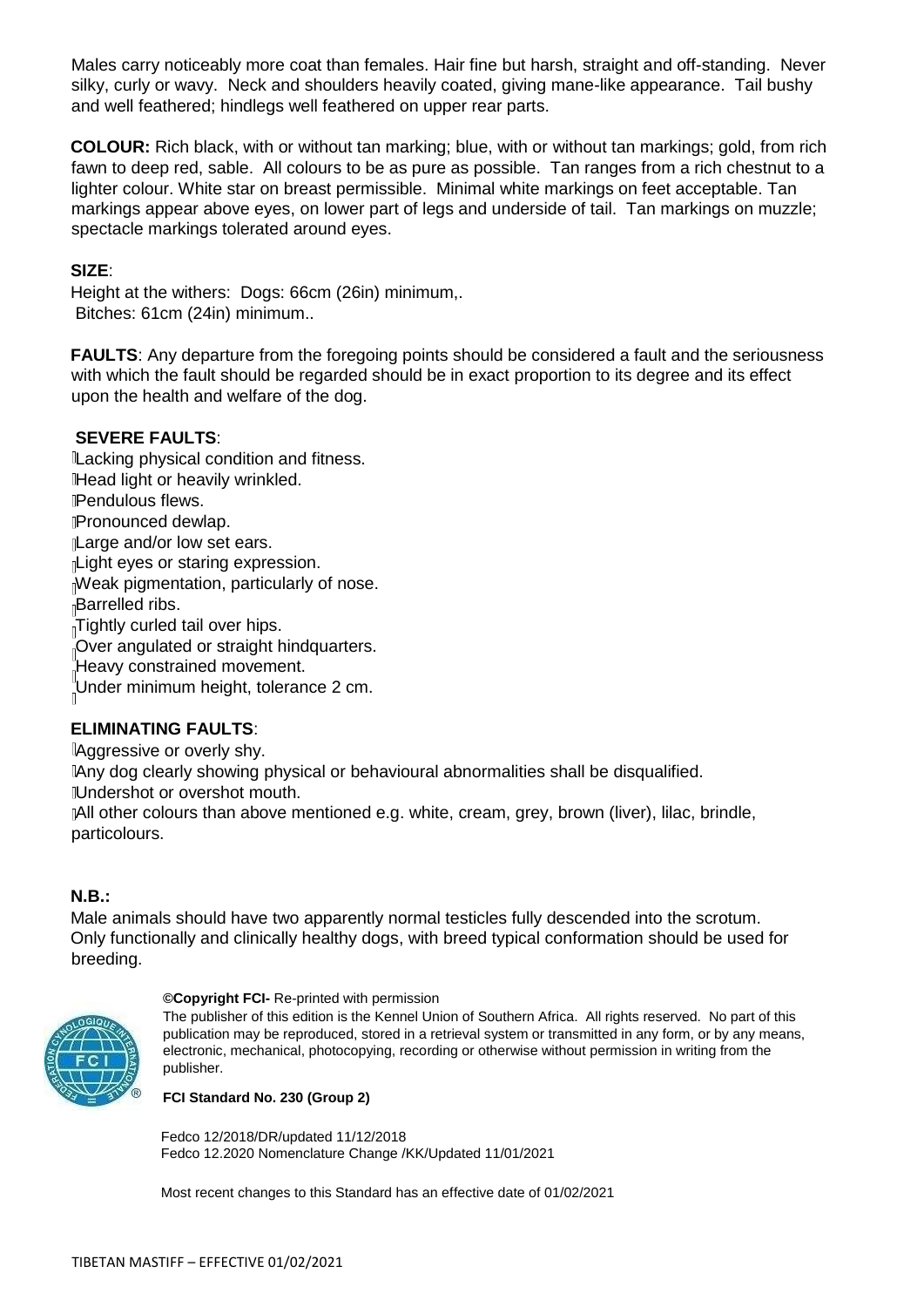Males carry noticeably more coat than females. Hair fine but harsh, straight and off-standing. Never silky, curly or wavy. Neck and shoulders heavily coated, giving mane-like appearance. Tail bushy and well feathered; hindlegs well feathered on upper rear parts.

**COLOUR:** Rich black, with or without tan marking; blue, with or without tan markings; gold, from rich fawn to deep red, sable. All colours to be as pure as possible. Tan ranges from a rich chestnut to a lighter colour. White star on breast permissible. Minimal white markings on feet acceptable. Tan markings appear above eyes, on lower part of legs and underside of tail. Tan markings on muzzle; spectacle markings tolerated around eyes.

**SIZE**:

Height at the withers: Dogs: 66cm (26in) minimum,.
Bitches: 61cm (24in) minimum..

**FAULTS**: Any departure from the foregoing points should be considered a fault and the seriousness with which the fault should be regarded should be in exact proportion to its degree and its effect upon the health and welfare of the dog.

**SEVERE FAULTS**:

- Lacking physical condition and fitness.
- Head light or heavily wrinkled.
- Pendulous flews.
- Pronounced dewlap.
- Large and/or low set ears.
- Light eyes or staring expression.
- Weak pigmentation, particularly of nose.
- Barrelled ribs.
- Tightly curled tail over hips.
- Over angulated or straight hindquarters.
- Heavy constrained movement.
- Under minimum height, tolerance 2 cm.

**ELIMINATING FAULTS**:

- Aggressive or overly shy.
- Any dog clearly showing physical or behavioural abnormalities shall be disqualified.
- Undershot or overshot mouth.
- All other colours than above mentioned e.g. white, cream, grey, brown (liver), lilac, brindle, particolours.

**N.B.:**

Male animals should have two apparently normal testicles fully descended into the scrotum.
Only functionally and clinically healthy dogs, with breed typical conformation should be used for breeding.

**©Copyright FCI-** Re-printed with permission

The publisher of this edition is the Kennel Union of Southern Africa. All rights reserved. No part of this publication may be reproduced, stored in a retrieval system or transmitted in any form, or by any means, electronic, mechanical, photocopying, recording or otherwise without permission in writing from the publisher.

**FCI Standard No. 230 (Group 2)**

Fedco 12/2018/DR/updated 11/12/2018
Fedco 12.2020 Nomenclature Change /KK/Updated 11/01/2021

Most recent changes to this Standard has an effective date of 01/02/2021